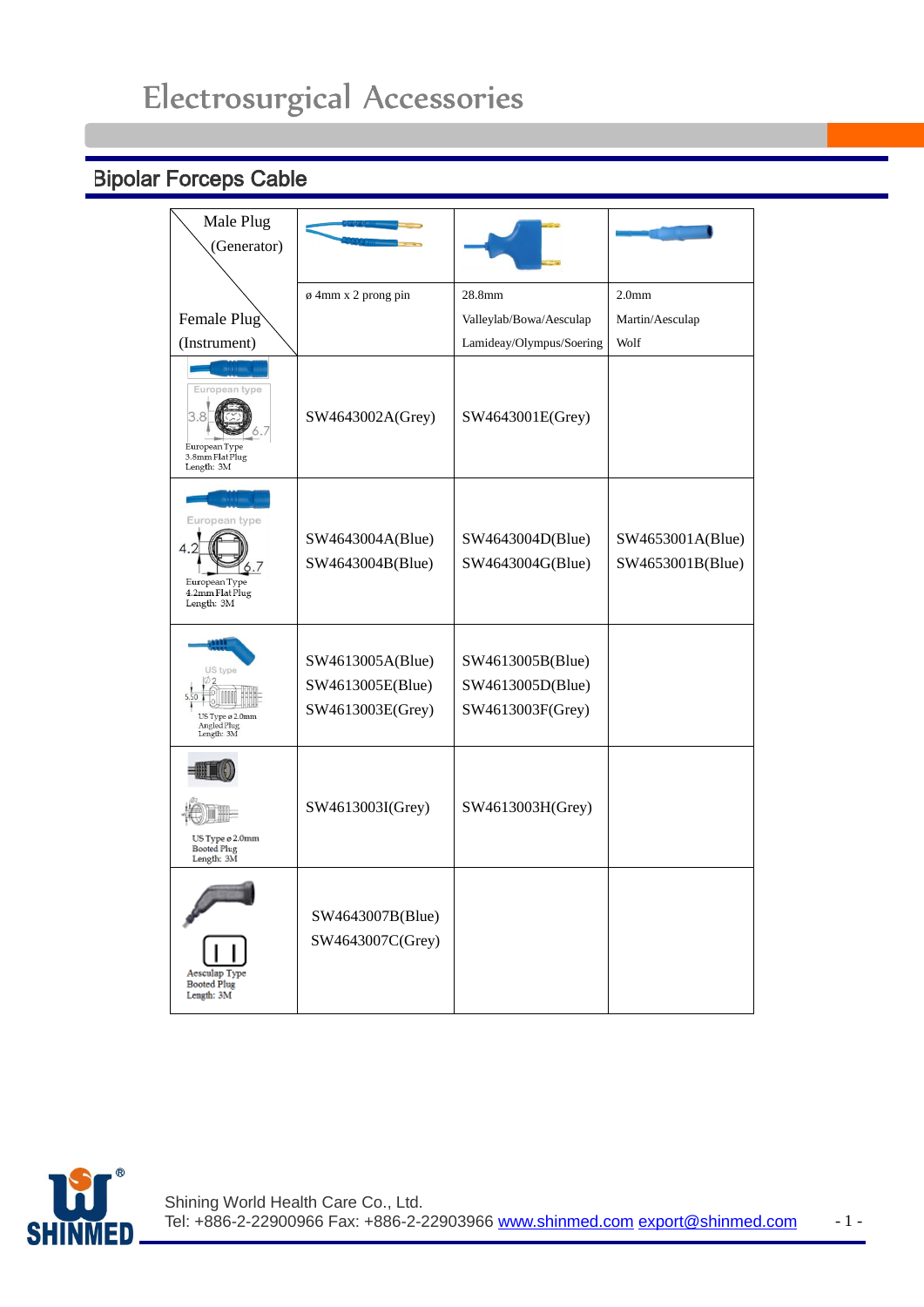# Electrosurgical Accessories

## Bipolar Forceps Cable

| Male Plug (Generator) / Female Plug (Instrument) | ø 4mm x 2 prong pin | 28.8mm Valleylab/Bowa/Aesculap Lamideay/Olympus/Soering | 2.0mm Martin/Aesculap Wolf |
|---|---|---|---|
| European type 3.8 6.7 European Type 3.8mm Flat Plug Length: 3M | SW4643002A(Grey) | SW4643001E(Grey) | |
| European type 4.2 6.7 European Type 4.2mm Flat Plug Length: 3M | SW4643004A(Blue) SW4643004B(Blue) | SW4643004D(Blue) SW4643004G(Blue) | SW4653001A(Blue) SW4653001B(Blue) |
| US type 2 5.50 US Type ø 2.0mm Angled Plug Length: 3M | SW4613005A(Blue) SW4613005E(Blue) SW4613003E(Grey) | SW4613005B(Blue) SW4613005D(Blue) SW4613003F(Grey) | |
| US Type ø 2.0mm Booted Plug Length: 3M | SW4613003I(Grey) | SW4613003H(Grey) | |
| Aesculap Type Booted Plug Length: 3M | SW4643007B(Blue) SW4643007C(Grey) | | |

Shining World Health Care Co., Ltd.
Tel: +886-2-22900966 Fax: +886-2-22903966 www.shinmed.com export@shinmed.com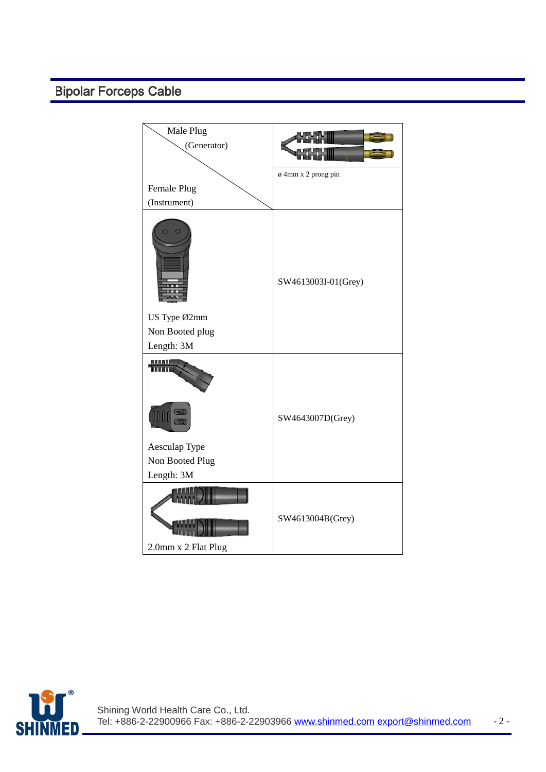## Bipolar Forceps Cable

| Male Plug (Generator) / Female Plug (Instrument) | ø 4mm x 2 prong pin |
|---|---|
| US Type Ø2mm<br>Non Booted plug<br>Length: 3M | SW4613003I-01(Grey) |
| Aesculap Type<br>Non Booted Plug<br>Length: 3M | SW4643007D(Grey) |
| 2.0mm x 2 Flat Plug | SW4613004B(Grey) |

Shining World Health Care Co., Ltd.
Tel: +886-2-22900966 Fax: +886-2-22903966 www.shinmed.com export@shinmed.com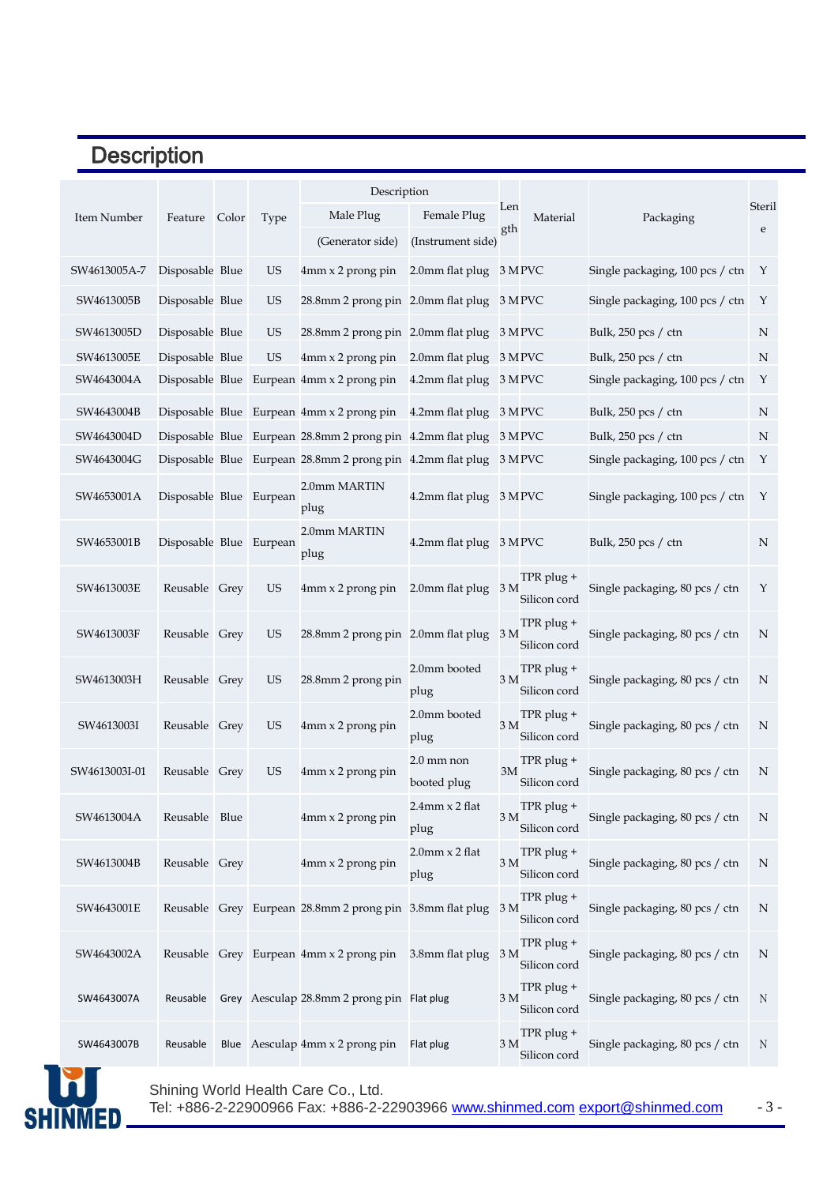## Description

| Item Number | Feature | Color | Type | Description | | Length | Material | Packaging | Sterile |
|---|---|---|---|---|---|---|---|---|---|
| | | | | Male Plug (Generator side) | Female Plug (Instrument side) | | | | |
| SW4613005A-7 | Disposable | Blue | US | 4mm x 2 prong pin | 2.0mm flat plug | 3 M | PVC | Single packaging, 100 pcs / ctn | Y |
| SW4613005B | Disposable | Blue | US | 28.8mm 2 prong pin | 2.0mm flat plug | 3 M | PVC | Single packaging, 100 pcs / ctn | Y |
| SW4613005D | Disposable | Blue | US | 28.8mm 2 prong pin | 2.0mm flat plug | 3 M | PVC | Bulk, 250 pcs / ctn | N |
| SW4613005E | Disposable | Blue | US | 4mm x 2 prong pin | 2.0mm flat plug | 3 M | PVC | Bulk, 250 pcs / ctn | N |
| SW4643004A | Disposable | Blue | Eurpean | 4mm x 2 prong pin | 4.2mm flat plug | 3 M | PVC | Single packaging, 100 pcs / ctn | Y |
| SW4643004B | Disposable | Blue | Eurpean | 4mm x 2 prong pin | 4.2mm flat plug | 3 M | PVC | Bulk, 250 pcs / ctn | N |
| SW4643004D | Disposable | Blue | Eurpean | 28.8mm 2 prong pin | 4.2mm flat plug | 3 M | PVC | Bulk, 250 pcs / ctn | N |
| SW4643004G | Disposable | Blue | Eurpean | 28.8mm 2 prong pin | 4.2mm flat plug | 3 M | PVC | Single packaging, 100 pcs / ctn | Y |
| SW4653001A | Disposable | Blue | Eurpean | 2.0mm MARTIN plug | 4.2mm flat plug | 3 M | PVC | Single packaging, 100 pcs / ctn | Y |
| SW4653001B | Disposable | Blue | Eurpean | 2.0mm MARTIN plug | 4.2mm flat plug | 3 M | PVC | Bulk, 250 pcs / ctn | N |
| SW4613003E | Reusable | Grey | US | 4mm x 2 prong pin | 2.0mm flat plug | 3 M | TPR plug + Silicon cord | Single packaging, 80 pcs / ctn | Y |
| SW4613003F | Reusable | Grey | US | 28.8mm 2 prong pin | 2.0mm flat plug | 3 M | TPR plug + Silicon cord | Single packaging, 80 pcs / ctn | N |
| SW4613003H | Reusable | Grey | US | 28.8mm 2 prong pin | 2.0mm booted plug | 3 M | TPR plug + Silicon cord | Single packaging, 80 pcs / ctn | N |
| SW4613003I | Reusable | Grey | US | 4mm x 2 prong pin | 2.0mm booted plug | 3 M | TPR plug + Silicon cord | Single packaging, 80 pcs / ctn | N |
| SW4613003I-01 | Reusable | Grey | US | 4mm x 2 prong pin | 2.0 mm non booted plug | 3M | TPR plug + Silicon cord | Single packaging, 80 pcs / ctn | N |
| SW4613004A | Reusable | Blue | | 4mm x 2 prong pin | 2.4mm x 2 flat plug | 3 M | TPR plug + Silicon cord | Single packaging, 80 pcs / ctn | N |
| SW4613004B | Reusable | Grey | | 4mm x 2 prong pin | 2.0mm x 2 flat plug | 3 M | TPR plug + Silicon cord | Single packaging, 80 pcs / ctn | N |
| SW4643001E | Reusable | Grey | Eurpean | 28.8mm 2 prong pin | 3.8mm flat plug | 3 M | TPR plug + Silicon cord | Single packaging, 80 pcs / ctn | N |
| SW4643002A | Reusable | Grey | Eurpean | 4mm x 2 prong pin | 3.8mm flat plug | 3 M | TPR plug + Silicon cord | Single packaging, 80 pcs / ctn | N |
| SW4643007A | Reusable | Grey | Aesculap | 28.8mm 2 prong pin | Flat plug | 3 M | TPR plug + Silicon cord | Single packaging, 80 pcs / ctn | N |
| SW4643007B | Reusable | Blue | Aesculap | 4mm x 2 prong pin | Flat plug | 3 M | TPR plug + Silicon cord | Single packaging, 80 pcs / ctn | N |

Shining World Health Care Co., Ltd.
Tel: +886-2-22900966 Fax: +886-2-22903966 www.shinmed.com export@shinmed.com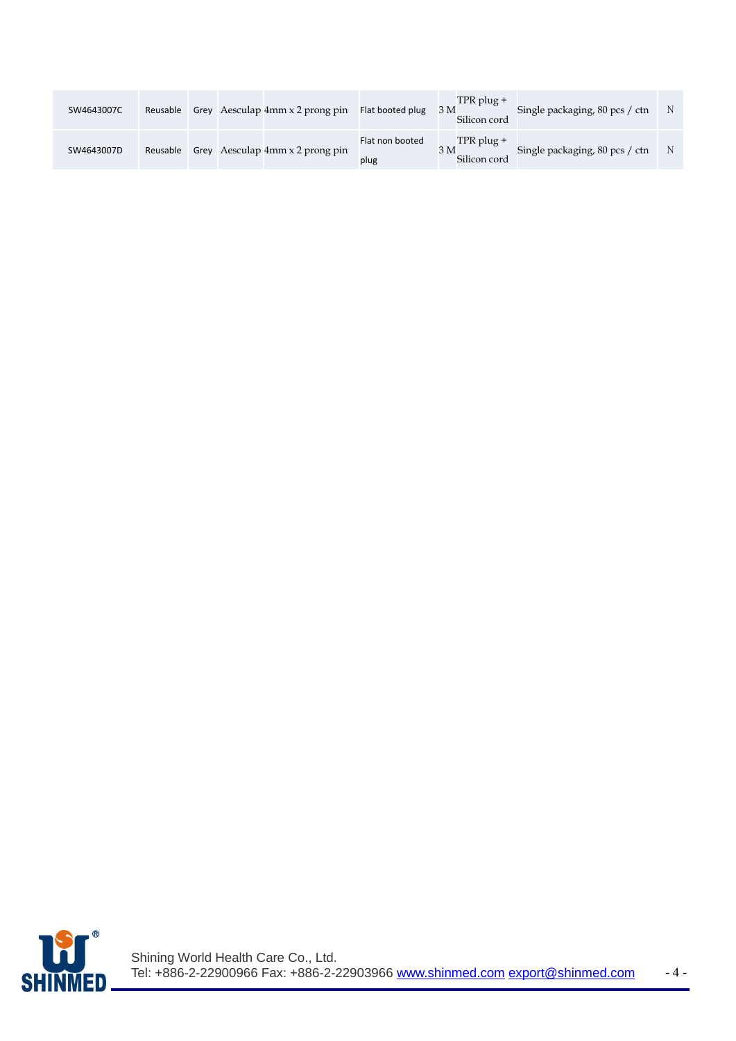| | | | | | | | | | |
|---|---|---|---|---|---|---|---|---|---|
| SW4643007C | Reusable | Grey | Aesculap | 4mm x 2 prong pin | Flat booted plug | 3 M | TPR plug + Silicon cord | Single packaging, 80 pcs / ctn | N |
| SW4643007D | Reusable | Grey | Aesculap | 4mm x 2 prong pin | Flat non booted plug | 3 M | TPR plug + Silicon cord | Single packaging, 80 pcs / ctn | N |